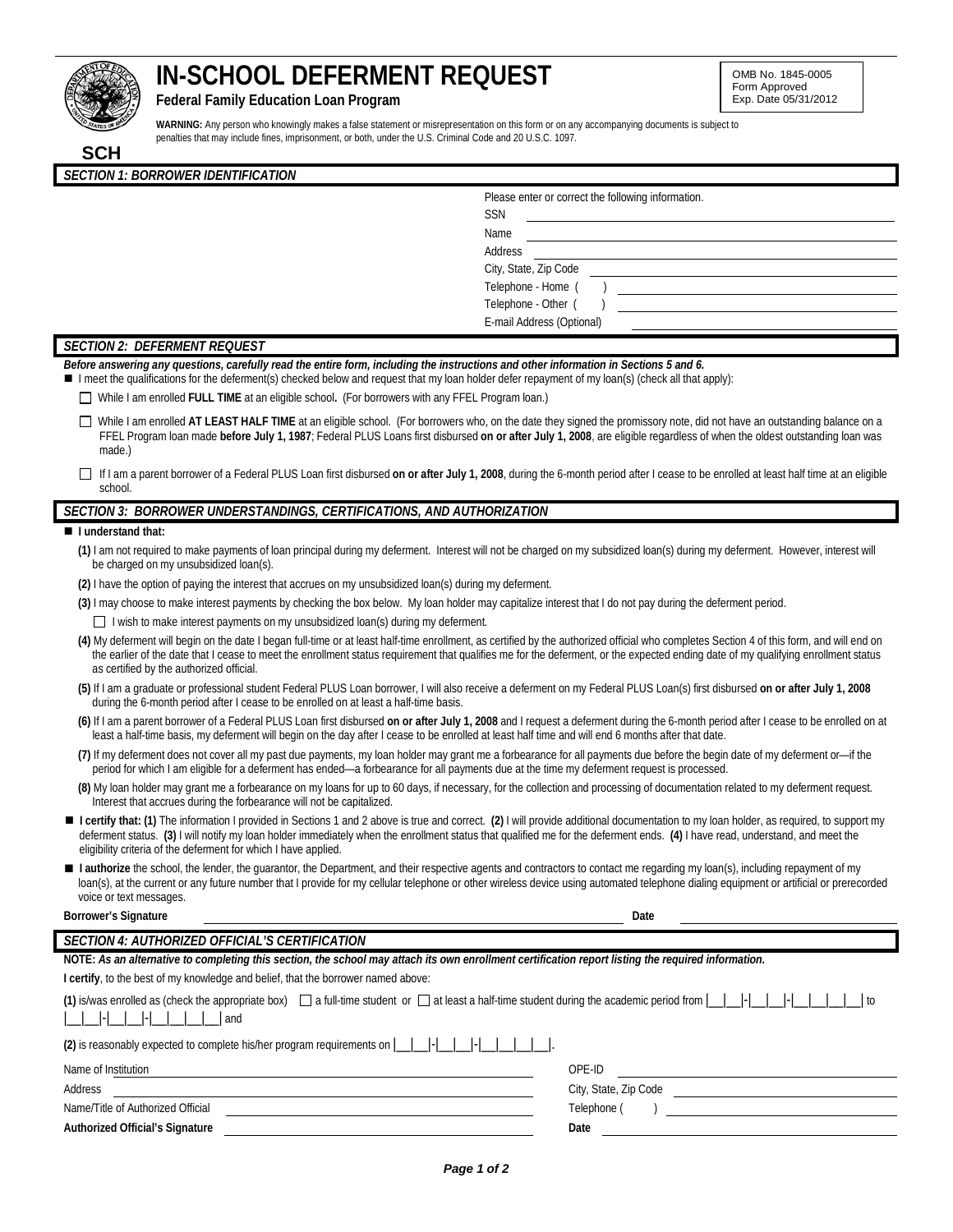# IN-SCHOOL DEFERMENT REQUEST

**Federal Family Education Loan Program**

OMB No. 1845-0005
Form Approved
Exp. Date 05/31/2012

**WARNING:** Any person who knowingly makes a false statement or misrepresentation on this form or on any accompanying documents is subject to penalties that may include fines, imprisonment, or both, under the U.S. Criminal Code and 20 U.S.C. 1097.

**SCH**

## SECTION 1: BORROWER IDENTIFICATION

Please enter or correct the following information.

SSN ____________________

Name ____________________

Address ____________________

City, State, Zip Code ____________________

Telephone - Home ( ) ____________________

Telephone - Other ( ) ____________________

E-mail Address (Optional) ____________________

## SECTION 2: DEFERMENT REQUEST

***Before answering any questions, carefully read the entire form, including the instructions and other information in Sections 5 and 6.***

■ I meet the qualifications for the deferment(s) checked below and request that my loan holder defer repayment of my loan(s) (check all that apply):

☐ While I am enrolled **FULL TIME** at an eligible school**.** (For borrowers with any FFEL Program loan.)

☐ While I am enrolled **AT LEAST HALF TIME** at an eligible school. (For borrowers who, on the date they signed the promissory note, did not have an outstanding balance on a FFEL Program loan made **before July 1, 1987**; Federal PLUS Loans first disbursed **on or after July 1, 2008**, are eligible regardless of when the oldest outstanding loan was made.)

☐ If I am a parent borrower of a Federal PLUS Loan first disbursed **on or after July 1, 2008**, during the 6-month period after I cease to be enrolled at least half time at an eligible school.

## SECTION 3: BORROWER UNDERSTANDINGS, CERTIFICATIONS, AND AUTHORIZATION

■ **I understand that:**

**(1)** I am not required to make payments of loan principal during my deferment. Interest will not be charged on my subsidized loan(s) during my deferment. However, interest will be charged on my unsubsidized loan(s).

**(2)** I have the option of paying the interest that accrues on my unsubsidized loan(s) during my deferment.

**(3)** I may choose to make interest payments by checking the box below. My loan holder may capitalize interest that I do not pay during the deferment period.

☐ I wish to make interest payments on my unsubsidized loan(s) during my deferment.

**(4)** My deferment will begin on the date I began full-time or at least half-time enrollment, as certified by the authorized official who completes Section 4 of this form, and will end on the earlier of the date that I cease to meet the enrollment status requirement that qualifies me for the deferment, or the expected ending date of my qualifying enrollment status as certified by the authorized official.

**(5)** If I am a graduate or professional student Federal PLUS Loan borrower, I will also receive a deferment on my Federal PLUS Loan(s) first disbursed **on or after July 1, 2008** during the 6-month period after I cease to be enrolled on at least a half-time basis.

**(6)** If I am a parent borrower of a Federal PLUS Loan first disbursed **on or after July 1, 2008** and I request a deferment during the 6-month period after I cease to be enrolled on at least a half-time basis, my deferment will begin on the day after I cease to be enrolled at least half time and will end 6 months after that date.

**(7)** If my deferment does not cover all my past due payments, my loan holder may grant me a forbearance for all payments due before the begin date of my deferment or—if the period for which I am eligible for a deferment has ended—a forbearance for all payments due at the time my deferment request is processed.

**(8)** My loan holder may grant me a forbearance on my loans for up to 60 days, if necessary, for the collection and processing of documentation related to my deferment request. Interest that accrues during the forbearance will not be capitalized.

■ **I certify that: (1)** The information I provided in Sections 1 and 2 above is true and correct. **(2)** I will provide additional documentation to my loan holder, as required, to support my deferment status. **(3)** I will notify my loan holder immediately when the enrollment status that qualified me for the deferment ends. **(4)** I have read, understand, and meet the eligibility criteria of the deferment for which I have applied.

■ **I authorize** the school, the lender, the guarantor, the Department, and their respective agents and contractors to contact me regarding my loan(s), including repayment of my loan(s), at the current or any future number that I provide for my cellular telephone or other wireless device using automated telephone dialing equipment or artificial or prerecorded voice or text messages.

**Borrower's Signature** ____________________ **Date** ____________________

## SECTION 4: AUTHORIZED OFFICIAL'S CERTIFICATION

**NOTE:** ***As an alternative to completing this section, the school may attach its own enrollment certification report listing the required information.***

**I certify**, to the best of my knowledge and belief, that the borrower named above:

**(1)** is/was enrolled as (check the appropriate box) ☐ a full-time student or ☐ at least a half-time student during the academic period from |__|__|-|__|__|-|__|__|__|__| to |__|__|-|__|__|-|__|__|__|__| and

**(2)** is reasonably expected to complete his/her program requirements on |__|__|-|__|__|-|__|__|__|__|.

Name of Institution ____________________ OPE-ID ____________________

Address ____________________ City, State, Zip Code ____________________

Name/Title of Authorized Official ____________________ Telephone ( ) ____________________

**Authorized Official's Signature** ____________________ **Date** ____________________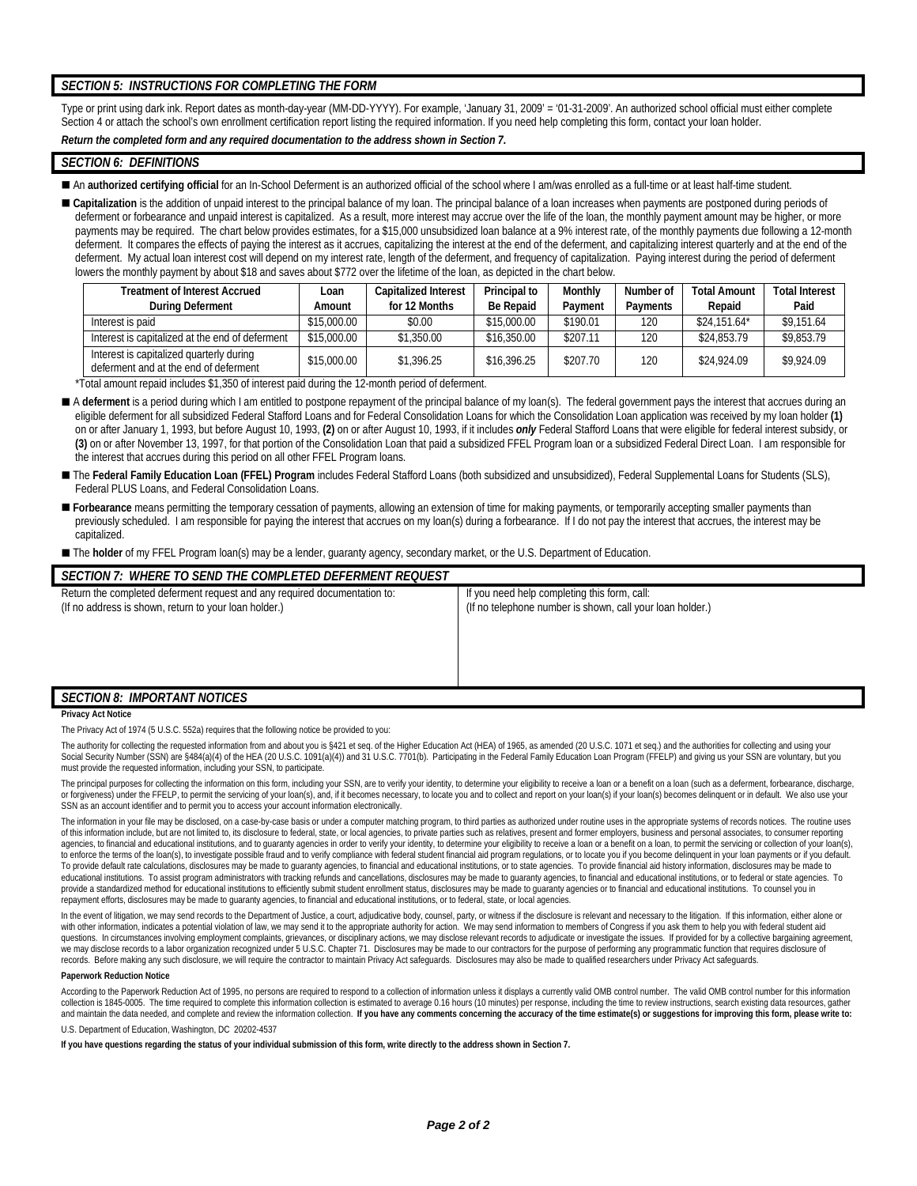## *SECTION 5: INSTRUCTIONS FOR COMPLETING THE FORM*

Type or print using dark ink. Report dates as month-day-year (MM-DD-YYYY). For example, 'January 31, 2009' = '01-31-2009'. An authorized school official must either complete Section 4 or attach the school's own enrollment certification report listing the required information. If you need help completing this form, contact your loan holder.

***Return the completed form and any required documentation to the address shown in Section 7.***

## *SECTION 6: DEFINITIONS*

- An **authorized certifying official** for an In-School Deferment is an authorized official of the school where I am/was enrolled as a full-time or at least half-time student.
- **Capitalization** is the addition of unpaid interest to the principal balance of my loan. The principal balance of a loan increases when payments are postponed during periods of deferment or forbearance and unpaid interest is capitalized. As a result, more interest may accrue over the life of the loan, the monthly payment amount may be higher, or more payments may be required. The chart below provides estimates, for a $15,000 unsubsidized loan balance at a 9% interest rate, of the monthly payments due following a 12-month deferment. It compares the effects of paying the interest as it accrues, capitalizing the interest at the end of the deferment, and capitalizing interest quarterly and at the end of the deferment. My actual loan interest cost will depend on my interest rate, length of the deferment, and frequency of capitalization. Paying interest during the period of deferment lowers the monthly payment by about $18 and saves about $772 over the lifetime of the loan, as depicted in the chart below.

| Treatment of Interest Accrued During Deferment | Loan Amount | Capitalized Interest for 12 Months | Principal to Be Repaid | Monthly Payment | Number of Payments | Total Amount Repaid | Total Interest Paid |
|---|---|---|---|---|---|---|---|
| Interest is paid | $15,000.00 | $0.00 | $15,000.00 | $190.01 | 120 | $24,151.64* | $9,151.64 |
| Interest is capitalized at the end of deferment | $15,000.00 | $1,350.00 | $16,350.00 | $207.11 | 120 | $24,853.79 | $9,853.79 |
| Interest is capitalized quarterly during deferment and at the end of deferment | $15,000.00 | $1,396.25 | $16,396.25 | $207.70 | 120 | $24,924.09 | $9,924.09 |

\*Total amount repaid includes $1,350 of interest paid during the 12-month period of deferment.

- A **deferment** is a period during which I am entitled to postpone repayment of the principal balance of my loan(s). The federal government pays the interest that accrues during an eligible deferment for all subsidized Federal Stafford Loans and for Federal Consolidation Loans for which the Consolidation Loan application was received by my loan holder **(1)** on or after January 1, 1993, but before August 10, 1993, **(2)** on or after August 10, 1993, if it includes ***only*** Federal Stafford Loans that were eligible for federal interest subsidy, or **(3)** on or after November 13, 1997, for that portion of the Consolidation Loan that paid a subsidized FFEL Program loan or a subsidized Federal Direct Loan. I am responsible for the interest that accrues during this period on all other FFEL Program loans.
- The **Federal Family Education Loan (FFEL) Program** includes Federal Stafford Loans (both subsidized and unsubsidized), Federal Supplemental Loans for Students (SLS), Federal PLUS Loans, and Federal Consolidation Loans.
- **Forbearance** means permitting the temporary cessation of payments, allowing an extension of time for making payments, or temporarily accepting smaller payments than previously scheduled. I am responsible for paying the interest that accrues on my loan(s) during a forbearance. If I do not pay the interest that accrues, the interest may be capitalized.
- The **holder** of my FFEL Program loan(s) may be a lender, guaranty agency, secondary market, or the U.S. Department of Education.

## *SECTION 7: WHERE TO SEND THE COMPLETED DEFERMENT REQUEST*

Return the completed deferment request and any required documentation to:
(If no address is shown, return to your loan holder.)

If you need help completing this form, call:
(If no telephone number is shown, call your loan holder.)

## *SECTION 8: IMPORTANT NOTICES*

**Privacy Act Notice**

The Privacy Act of 1974 (5 U.S.C. 552a) requires that the following notice be provided to you:

The authority for collecting the requested information from and about you is §421 et seq. of the Higher Education Act (HEA) of 1965, as amended (20 U.S.C. 1071 et seq.) and the authorities for collecting and using your Social Security Number (SSN) are §484(a)(4) of the HEA (20 U.S.C. 1091(a)(4)) and 31 U.S.C. 7701(b). Participating in the Federal Family Education Loan Program (FFELP) and giving us your SSN are voluntary, but you must provide the requested information, including your SSN, to participate.

The principal purposes for collecting the information on this form, including your SSN, are to verify your identity, to determine your eligibility to receive a loan or a benefit on a loan (such as a deferment, forbearance, discharge, or forgiveness) under the FFELP, to permit the servicing of your loan(s), and, if it becomes necessary, to locate you and to collect and report on your loan(s) if your loan(s) becomes delinquent or in default. We also use your SSN as an account identifier and to permit you to access your account information electronically.

The information in your file may be disclosed, on a case-by-case basis or under a computer matching program, to third parties as authorized under routine uses in the appropriate systems of records notices. The routine uses of this information include, but are not limited to, its disclosure to federal, state, or local agencies, to private parties such as relatives, present and former employers, business and personal associates, to consumer reporting agencies, to financial and educational institutions, and to guaranty agencies in order to verify your identity, to determine your eligibility to receive a loan or a benefit on a loan, to permit the servicing or collection of your loan(s), to enforce the terms of the loan(s), to investigate possible fraud and to verify compliance with federal student financial aid program regulations, or to locate you if you become delinquent in your loan payments or if you default. To provide default rate calculations, disclosures may be made to guaranty agencies, to financial and educational institutions, or to state agencies. To provide financial aid history information, disclosures may be made to educational institutions. To assist program administrators with tracking refunds and cancellations, disclosures may be made to guaranty agencies, to financial and educational institutions, or to federal or state agencies. To provide a standardized method for educational institutions to efficiently submit student enrollment status, disclosures may be made to guaranty agencies or to financial and educational institutions. To counsel you in repayment efforts, disclosures may be made to guaranty agencies, to financial and educational institutions, or to federal, state, or local agencies.

In the event of litigation, we may send records to the Department of Justice, a court, adjudicative body, counsel, party, or witness if the disclosure is relevant and necessary to the litigation. If this information, either alone or with other information, indicates a potential violation of law, we may send it to the appropriate authority for action. We may send information to members of Congress if you ask them to help you with federal student aid questions. In circumstances involving employment complaints, grievances, or disciplinary actions, we may disclose relevant records to adjudicate or investigate the issues. If provided for by a collective bargaining agreement, we may disclose records to a labor organization recognized under 5 U.S.C. Chapter 71. Disclosures may be made to our contractors for the purpose of performing any programmatic function that requires disclosure of records. Before making any such disclosure, we will require the contractor to maintain Privacy Act safeguards. Disclosures may also be made to qualified researchers under Privacy Act safeguards.

**Paperwork Reduction Notice**

According to the Paperwork Reduction Act of 1995, no persons are required to respond to a collection of information unless it displays a currently valid OMB control number. The valid OMB control number for this information collection is 1845-0005. The time required to complete this information collection is estimated to average 0.16 hours (10 minutes) per response, including the time to review instructions, search existing data resources, gather and maintain the data needed, and complete and review the information collection. **If you have any comments concerning the accuracy of the time estimate(s) or suggestions for improving this form, please write to:**

U.S. Department of Education, Washington, DC 20202-4537

**If you have questions regarding the status of your individual submission of this form, write directly to the address shown in Section 7.**